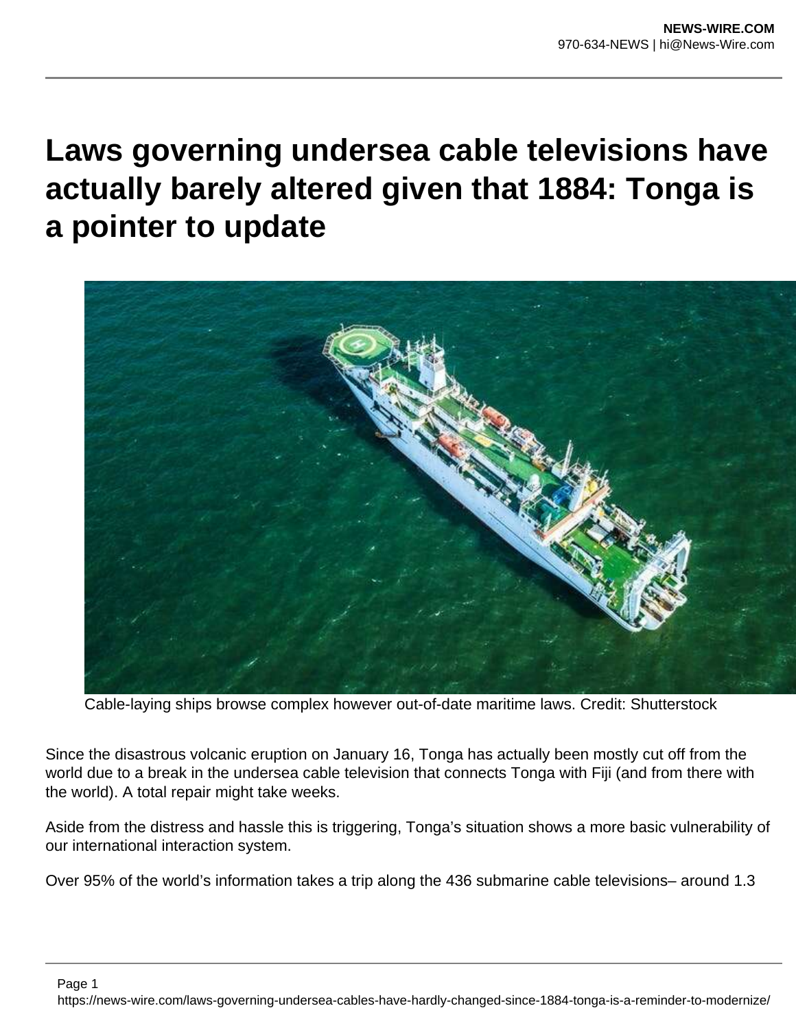# Laws governing undersea cable televisions have actually barely altered given that 1884: Tonga is a pointer to update

Cable-laying ships browse complex however out-of-date maritime laws. Credit: Shutterstock

Since the disastrous volcanic eruption on January 16, Tonga has actually been mostly cut off from the world due to a break in the undersea cable television that connects Tonga with Fiji (and from there with the world). A total repair might take weeks.

Aside from the distress and hassle this is triggering, Tonga's situation shows a more basic vulnerability of our international interaction system.

Over 95% of the world's information takes a trip along the 436 submarine cable televisions– around 1.3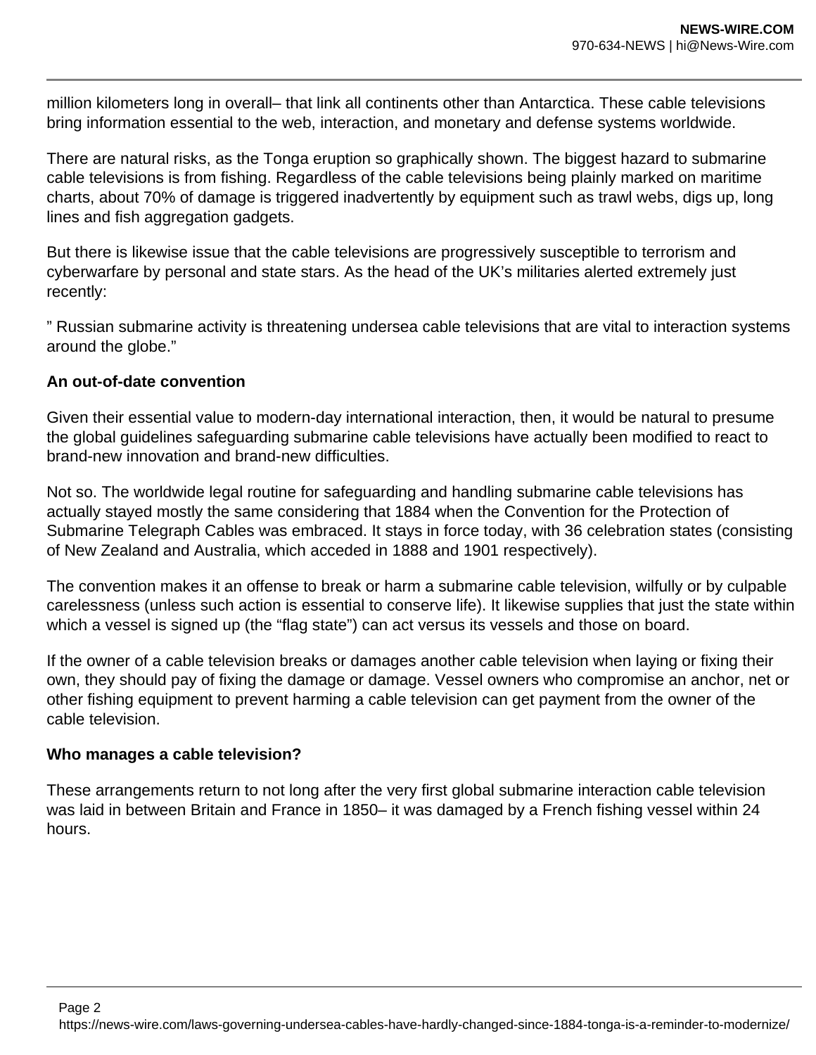million kilometers long in overall– that link all continents other than Antarctica. These cable televisions bring information essential to the web, interaction, and monetary and defense systems worldwide.

There are natural risks, as the Tonga eruption so graphically shown. The biggest hazard to submarine cable televisions is from fishing. Regardless of the cable televisions being plainly marked on maritime charts, about 70% of damage is triggered inadvertently by equipment such as trawl webs, digs up, long lines and fish aggregation gadgets.

But there is likewise issue that the cable televisions are progressively susceptible to terrorism and cyberwarfare by personal and state stars. As the head of the UK's militaries alerted extremely just recently:

" Russian submarine activity is threatening undersea cable televisions that are vital to interaction systems around the globe."

**An out-of-date convention**

Given their essential value to modern-day international interaction, then, it would be natural to presume the global guidelines safeguarding submarine cable televisions have actually been modified to react to brand-new innovation and brand-new difficulties.

Not so. The worldwide legal routine for safeguarding and handling submarine cable televisions has actually stayed mostly the same considering that 1884 when the Convention for the Protection of Submarine Telegraph Cables was embraced. It stays in force today, with 36 celebration states (consisting of New Zealand and Australia, which acceded in 1888 and 1901 respectively).

The convention makes it an offense to break or harm a submarine cable television, wilfully or by culpable carelessness (unless such action is essential to conserve life). It likewise supplies that just the state within which a vessel is signed up (the "flag state") can act versus its vessels and those on board.

If the owner of a cable television breaks or damages another cable television when laying or fixing their own, they should pay of fixing the damage or damage. Vessel owners who compromise an anchor, net or other fishing equipment to prevent harming a cable television can get payment from the owner of the cable television.

**Who manages a cable television?**

These arrangements return to not long after the very first global submarine interaction cable television was laid in between Britain and France in 1850– it was damaged by a French fishing vessel within 24 hours.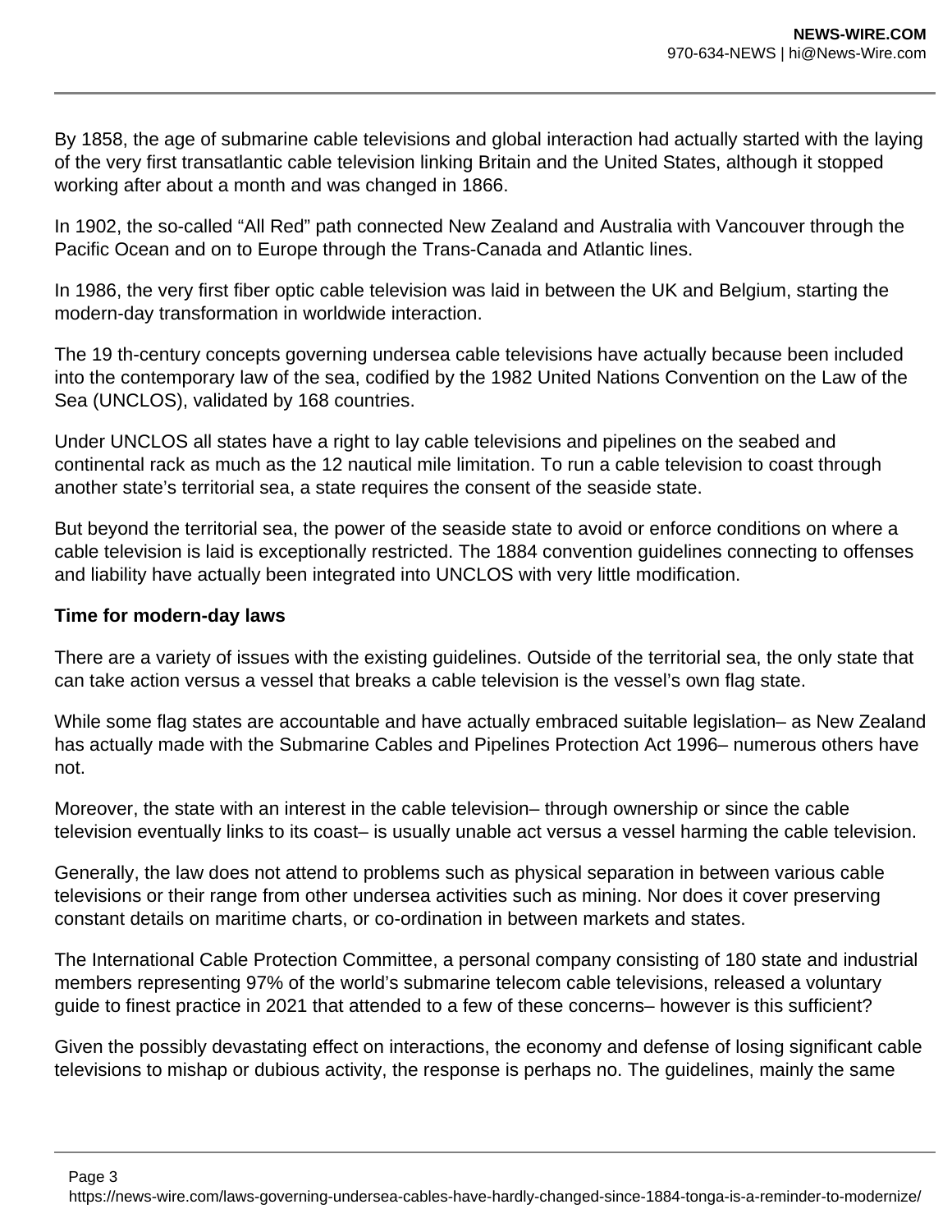By 1858, the age of submarine cable televisions and global interaction had actually started with the laying of the very first transatlantic cable television linking Britain and the United States, although it stopped working after about a month and was changed in 1866.

In 1902, the so-called "All Red" path connected New Zealand and Australia with Vancouver through the Pacific Ocean and on to Europe through the Trans-Canada and Atlantic lines.

In 1986, the very first fiber optic cable television was laid in between the UK and Belgium, starting the modern-day transformation in worldwide interaction.

The 19 th-century concepts governing undersea cable televisions have actually because been included into the contemporary law of the sea, codified by the 1982 United Nations Convention on the Law of the Sea (UNCLOS), validated by 168 countries.

Under UNCLOS all states have a right to lay cable televisions and pipelines on the seabed and continental rack as much as the 12 nautical mile limitation. To run a cable television to coast through another state's territorial sea, a state requires the consent of the seaside state.

But beyond the territorial sea, the power of the seaside state to avoid or enforce conditions on where a cable television is laid is exceptionally restricted. The 1884 convention guidelines connecting to offenses and liability have actually been integrated into UNCLOS with very little modification.

**Time for modern-day laws**

There are a variety of issues with the existing guidelines. Outside of the territorial sea, the only state that can take action versus a vessel that breaks a cable television is the vessel's own flag state.

While some flag states are accountable and have actually embraced suitable legislation– as New Zealand has actually made with the Submarine Cables and Pipelines Protection Act 1996– numerous others have not.

Moreover, the state with an interest in the cable television– through ownership or since the cable television eventually links to its coast– is usually unable act versus a vessel harming the cable television.

Generally, the law does not attend to problems such as physical separation in between various cable televisions or their range from other undersea activities such as mining. Nor does it cover preserving constant details on maritime charts, or co-ordination in between markets and states.

The International Cable Protection Committee, a personal company consisting of 180 state and industrial members representing 97% of the world's submarine telecom cable televisions, released a voluntary guide to finest practice in 2021 that attended to a few of these concerns– however is this sufficient?

Given the possibly devastating effect on interactions, the economy and defense of losing significant cable televisions to mishap or dubious activity, the response is perhaps no. The guidelines, mainly the same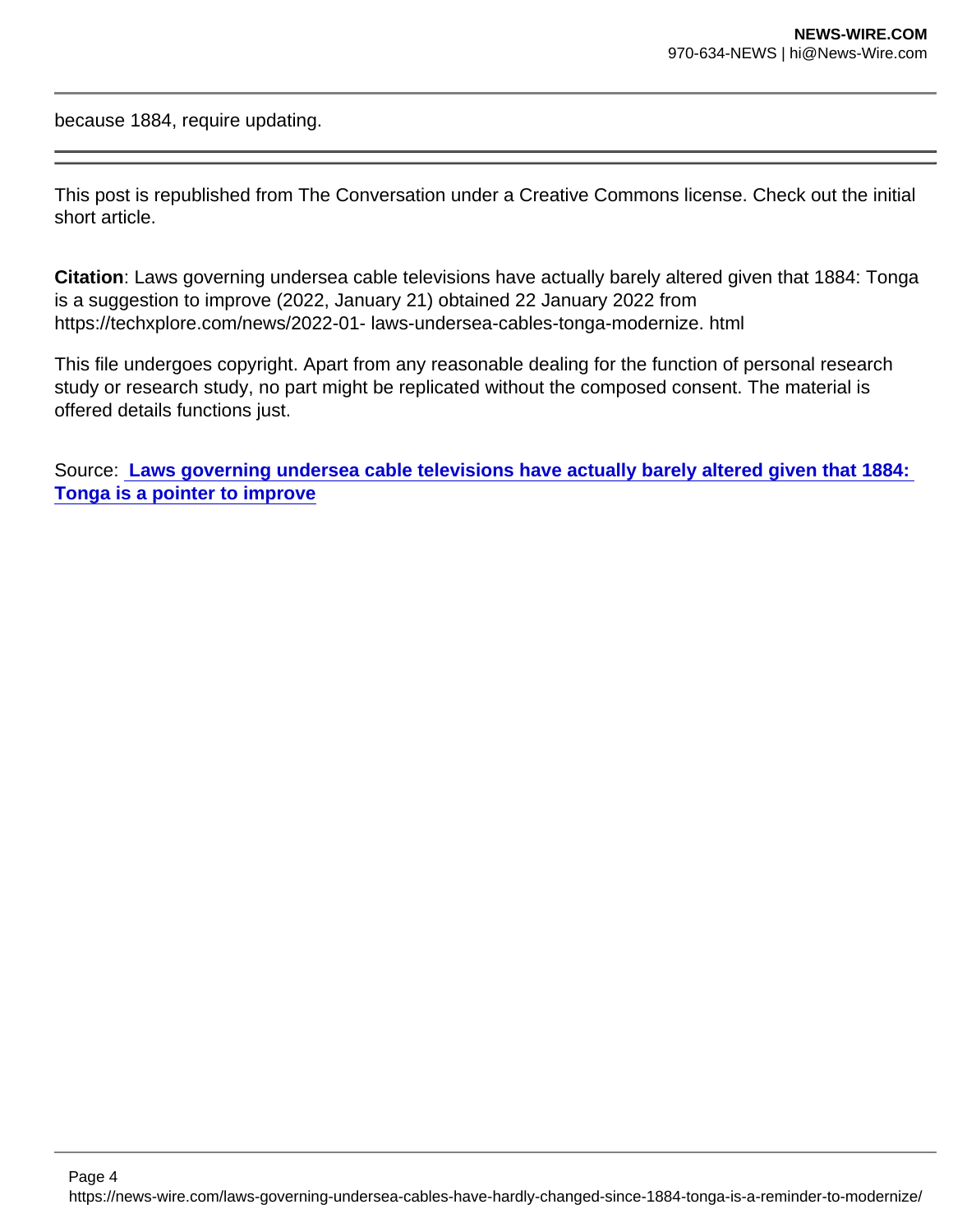because 1884, require updating.

---

This post is republished from The Conversation under a Creative Commons license. Check out the initial short article.

**Citation**: Laws governing undersea cable televisions have actually barely altered given that 1884: Tonga is a suggestion to improve (2022, January 21) obtained 22 January 2022 from https://techxplore.com/news/2022-01- laws-undersea-cables-tonga-modernize. html

This file undergoes copyright. Apart from any reasonable dealing for the function of personal research study or research study, no part might be replicated without the composed consent. The material is offered details functions just.

Source: **Laws governing undersea cable televisions have actually barely altered given that 1884: Tonga is a pointer to improve**